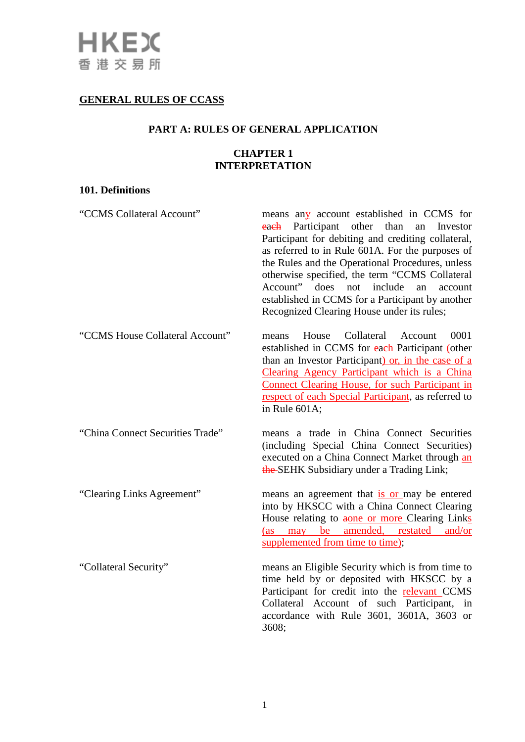# GENERAL RULES OF CCASS

## PART A: RULES OF GENERAL APPLICATION

## CHAPTER 1
## INTERPRETATION

### 101. Definitions

| | |
|---|---|
| "CCMS Collateral Account" | means anyy account established in CCMS for eacheach Participant other than an Investor Participant for debiting and crediting collateral, as referred to in Rule 601A. For the purposes of the Rules and the Operational Procedures, unless otherwise specified, the term "CCMS Collateral Account" does not include an account established in CCMS for a Participant by another Recognized Clearing House under its rules; |
| "CCMS House Collateral Account" | means House Collateral Account 0001 established in CCMS for eacheach Participant (other than an Investor Participant) or, in the case of a Clearing Agency Participant which is a China Connect Clearing House, for such Participant in respect of each Special Participant, as referred to in Rule 601A; |
| "China Connect Securities Trade" | means a trade in China Connect Securities (including Special China Connect Securities) executed on a China Connect Market through an the SEHK Subsidiary under a Trading Link; |
| "Clearing Links Agreement" | means an agreement that is or may be entered into by HKSCC with a China Connect Clearing House relating to aone or more Clearing Links (as may be amended, restated and/or supplemented from time to time); |
| "Collateral Security" | means an Eligible Security which is from time to time held by or deposited with HKSCC by a Participant for credit into the relevant CCMS Collateral Account of such Participant, in accordance with Rule 3601, 3601A, 3603 or 3608; |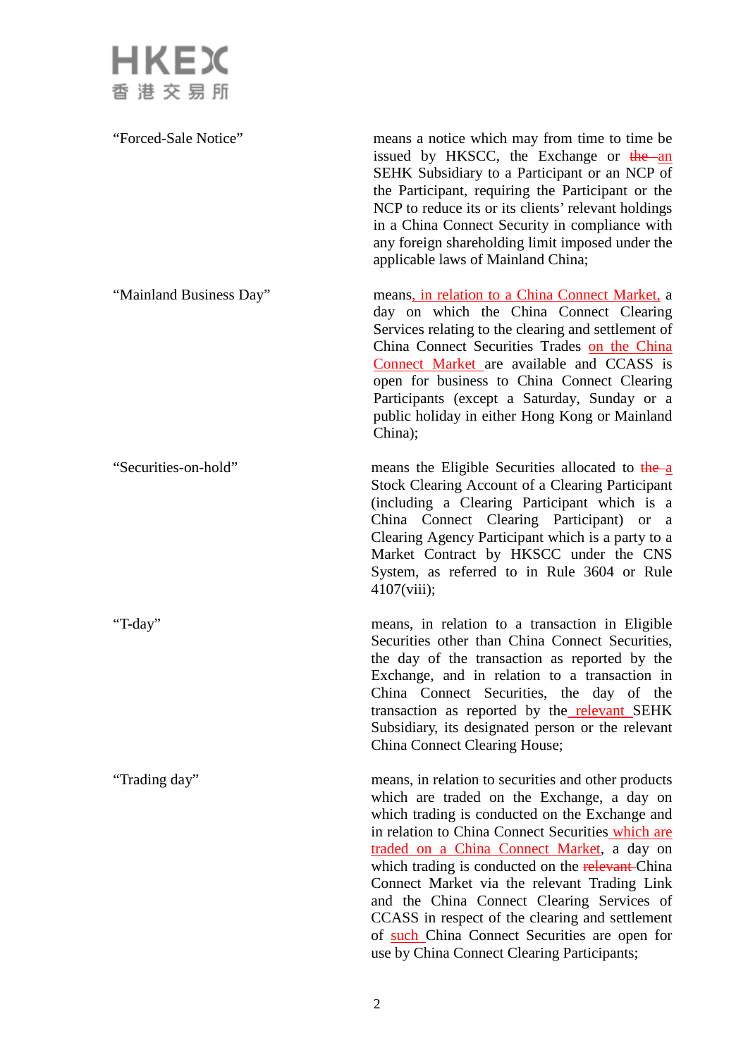| | |
|---|---|
| "Forced-Sale Notice" | means a notice which may from time to time be issued by HKSCC, the Exchange or ~~the~~ an SEHK Subsidiary to a Participant or an NCP of the Participant, requiring the Participant or the NCP to reduce its or its clients' relevant holdings in a China Connect Security in compliance with any foreign shareholding limit imposed under the applicable laws of Mainland China; |
| "Mainland Business Day" | means, in relation to a China Connect Market, a day on which the China Connect Clearing Services relating to the clearing and settlement of China Connect Securities Trades on the China Connect Market are available and CCASS is open for business to China Connect Clearing Participants (except a Saturday, Sunday or a public holiday in either Hong Kong or Mainland China); |
| "Securities-on-hold" | means the Eligible Securities allocated to ~~the~~ a Stock Clearing Account of a Clearing Participant (including a Clearing Participant which is a China Connect Clearing Participant) or a Clearing Agency Participant which is a party to a Market Contract by HKSCC under the CNS System, as referred to in Rule 3604 or Rule 4107(viii); |
| "T-day" | means, in relation to a transaction in Eligible Securities other than China Connect Securities, the day of the transaction as reported by the Exchange, and in relation to a transaction in China Connect Securities, the day of the transaction as reported by the relevant SEHK Subsidiary, its designated person or the relevant China Connect Clearing House; |
| "Trading day" | means, in relation to securities and other products which are traded on the Exchange, a day on which trading is conducted on the Exchange and in relation to China Connect Securities which are traded on a China Connect Market, a day on which trading is conducted on the ~~relevant~~ China Connect Market via the relevant Trading Link and the China Connect Clearing Services of CCASS in respect of the clearing and settlement of such China Connect Securities are open for use by China Connect Clearing Participants; |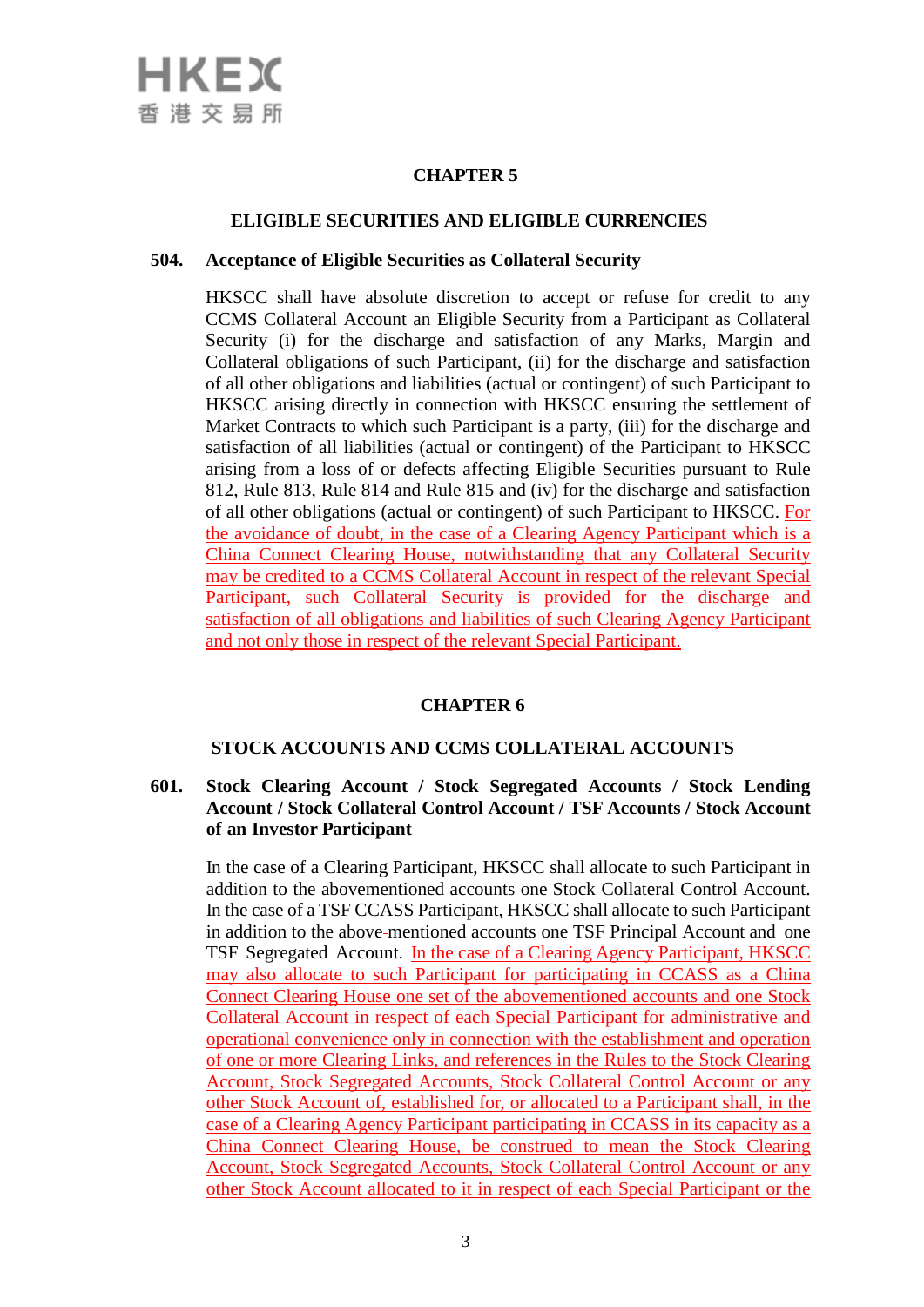## CHAPTER 5

### ELIGIBLE SECURITIES AND ELIGIBLE CURRENCIES

**504. Acceptance of Eligible Securities as Collateral Security**

HKSCC shall have absolute discretion to accept or refuse for credit to any CCMS Collateral Account an Eligible Security from a Participant as Collateral Security (i) for the discharge and satisfaction of any Marks, Margin and Collateral obligations of such Participant, (ii) for the discharge and satisfaction of all other obligations and liabilities (actual or contingent) of such Participant to HKSCC arising directly in connection with HKSCC ensuring the settlement of Market Contracts to which such Participant is a party, (iii) for the discharge and satisfaction of all liabilities (actual or contingent) of the Participant to HKSCC arising from a loss of or defects affecting Eligible Securities pursuant to Rule 812, Rule 813, Rule 814 and Rule 815 and (iv) for the discharge and satisfaction of all other obligations (actual or contingent) of such Participant to HKSCC. For the avoidance of doubt, in the case of a Clearing Agency Participant which is a China Connect Clearing House, notwithstanding that any Collateral Security may be credited to a CCMS Collateral Account in respect of the relevant Special Participant, such Collateral Security is provided for the discharge and satisfaction of all obligations and liabilities of such Clearing Agency Participant and not only those in respect of the relevant Special Participant.

## CHAPTER 6

### STOCK ACCOUNTS AND CCMS COLLATERAL ACCOUNTS

**601. Stock Clearing Account / Stock Segregated Accounts / Stock Lending Account / Stock Collateral Control Account / TSF Accounts / Stock Account of an Investor Participant**

In the case of a Clearing Participant, HKSCC shall allocate to such Participant in addition to the abovementioned accounts one Stock Collateral Control Account. In the case of a TSF CCASS Participant, HKSCC shall allocate to such Participant in addition to the above-mentioned accounts one TSF Principal Account and one TSF Segregated Account. In the case of a Clearing Agency Participant, HKSCC may also allocate to such Participant for participating in CCASS as a China Connect Clearing House one set of the abovementioned accounts and one Stock Collateral Account in respect of each Special Participant for administrative and operational convenience only in connection with the establishment and operation of one or more Clearing Links, and references in the Rules to the Stock Clearing Account, Stock Segregated Accounts, Stock Collateral Control Account or any other Stock Account of, established for, or allocated to a Participant shall, in the case of a Clearing Agency Participant participating in CCASS in its capacity as a China Connect Clearing House, be construed to mean the Stock Clearing Account, Stock Segregated Accounts, Stock Collateral Control Account or any other Stock Account allocated to it in respect of each Special Participant or the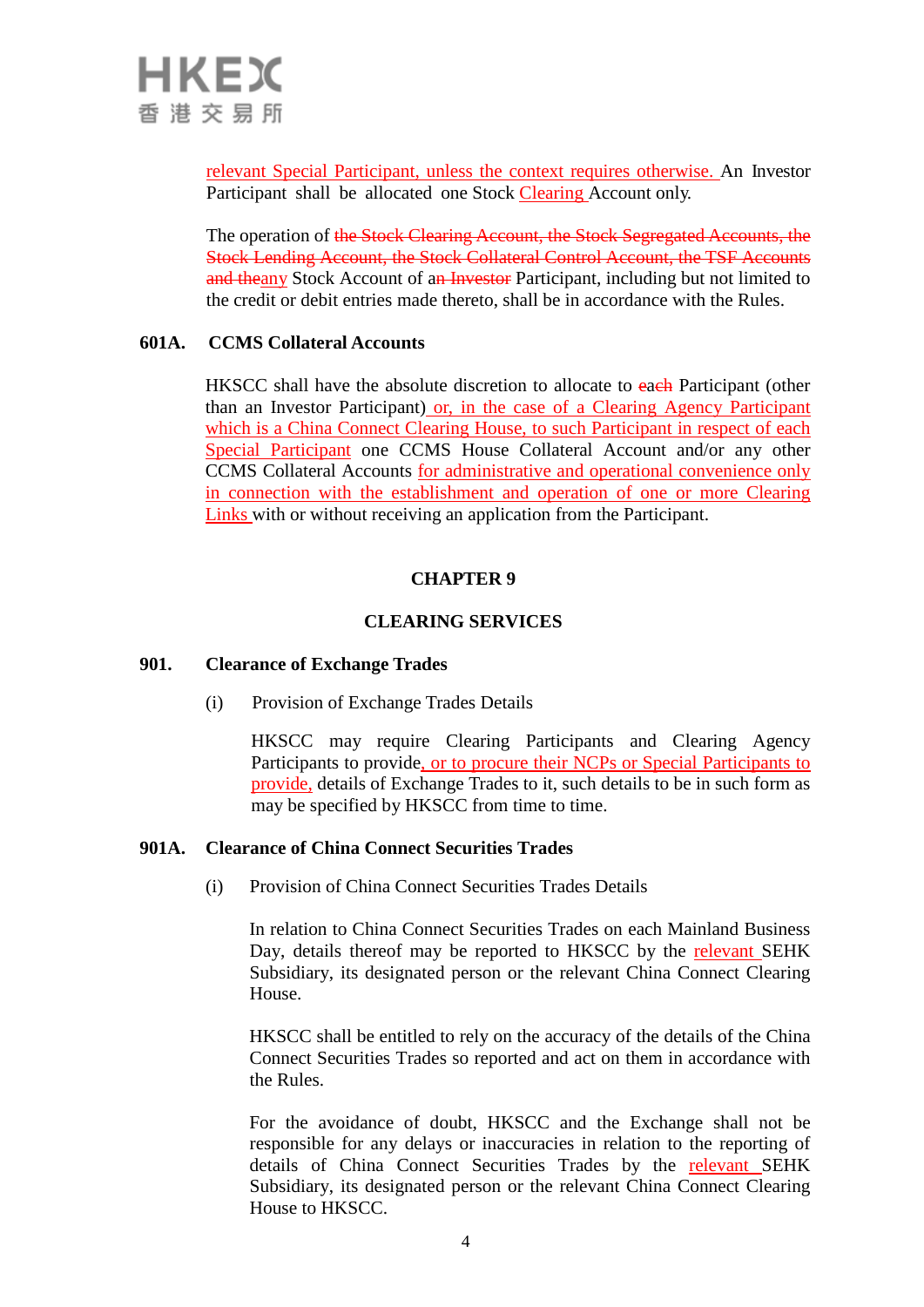relevant Special Participant, unless the context requires otherwise. An Investor Participant shall be allocated one Stock Clearing Account only.

The operation of the Stock Clearing Account, the Stock Segregated Accounts, the Stock Lending Account, the Stock Collateral Control Account, the TSF Accounts and theany Stock Account of an Investor Participant, including but not limited to the credit or debit entries made thereto, shall be in accordance with the Rules.

**601A. CCMS Collateral Accounts**

HKSCC shall have the absolute discretion to allocate to each Participant (other than an Investor Participant) or, in the case of a Clearing Agency Participant which is a China Connect Clearing House, to such Participant in respect of each Special Participant one CCMS House Collateral Account and/or any other CCMS Collateral Accounts for administrative and operational convenience only in connection with the establishment and operation of one or more Clearing Links with or without receiving an application from the Participant.

## CHAPTER 9

## CLEARING SERVICES

**901. Clearance of Exchange Trades**

(i) Provision of Exchange Trades Details

HKSCC may require Clearing Participants and Clearing Agency Participants to provide, or to procure their NCPs or Special Participants to provide, details of Exchange Trades to it, such details to be in such form as may be specified by HKSCC from time to time.

**901A. Clearance of China Connect Securities Trades**

(i) Provision of China Connect Securities Trades Details

In relation to China Connect Securities Trades on each Mainland Business Day, details thereof may be reported to HKSCC by the relevant SEHK Subsidiary, its designated person or the relevant China Connect Clearing House.

HKSCC shall be entitled to rely on the accuracy of the details of the China Connect Securities Trades so reported and act on them in accordance with the Rules.

For the avoidance of doubt, HKSCC and the Exchange shall not be responsible for any delays or inaccuracies in relation to the reporting of details of China Connect Securities Trades by the relevant SEHK Subsidiary, its designated person or the relevant China Connect Clearing House to HKSCC.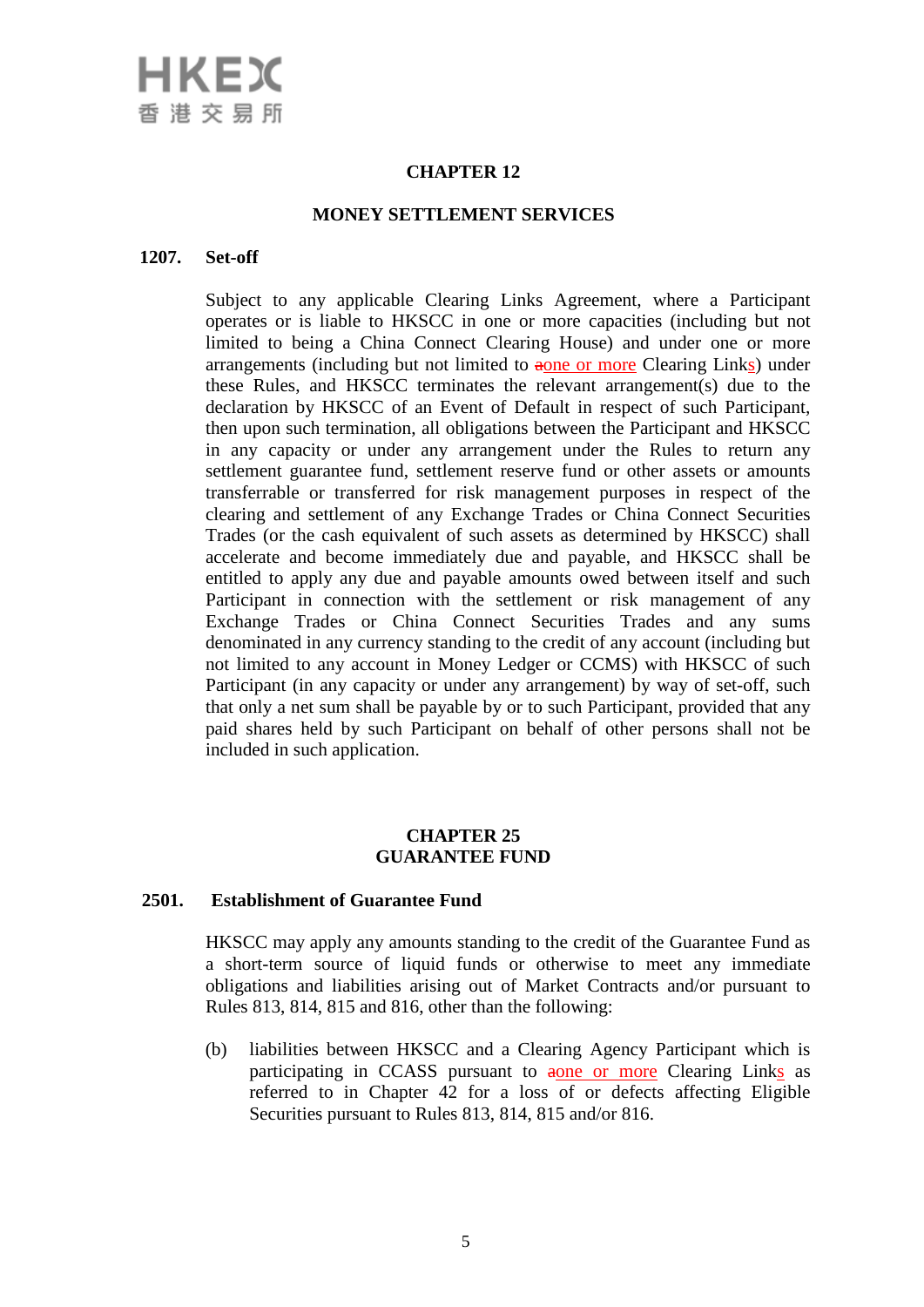## CHAPTER 12

### MONEY SETTLEMENT SERVICES

**1207. Set-off**

Subject to any applicable Clearing Links Agreement, where a Participant operates or is liable to HKSCC in one or more capacities (including but not limited to being a China Connect Clearing House) and under one or more arrangements (including but not limited to ~~a~~one or more Clearing Links) under these Rules, and HKSCC terminates the relevant arrangement(s) due to the declaration by HKSCC of an Event of Default in respect of such Participant, then upon such termination, all obligations between the Participant and HKSCC in any capacity or under any arrangement under the Rules to return any settlement guarantee fund, settlement reserve fund or other assets or amounts transferrable or transferred for risk management purposes in respect of the clearing and settlement of any Exchange Trades or China Connect Securities Trades (or the cash equivalent of such assets as determined by HKSCC) shall accelerate and become immediately due and payable, and HKSCC shall be entitled to apply any due and payable amounts owed between itself and such Participant in connection with the settlement or risk management of any Exchange Trades or China Connect Securities Trades and any sums denominated in any currency standing to the credit of any account (including but not limited to any account in Money Ledger or CCMS) with HKSCC of such Participant (in any capacity or under any arrangement) by way of set-off, such that only a net sum shall be payable by or to such Participant, provided that any paid shares held by such Participant on behalf of other persons shall not be included in such application.

## CHAPTER 25
## GUARANTEE FUND

**2501. Establishment of Guarantee Fund**

HKSCC may apply any amounts standing to the credit of the Guarantee Fund as a short-term source of liquid funds or otherwise to meet any immediate obligations and liabilities arising out of Market Contracts and/or pursuant to Rules 813, 814, 815 and 816, other than the following:

(b) liabilities between HKSCC and a Clearing Agency Participant which is participating in CCASS pursuant to ~~a~~one or more Clearing Links as referred to in Chapter 42 for a loss of or defects affecting Eligible Securities pursuant to Rules 813, 814, 815 and/or 816.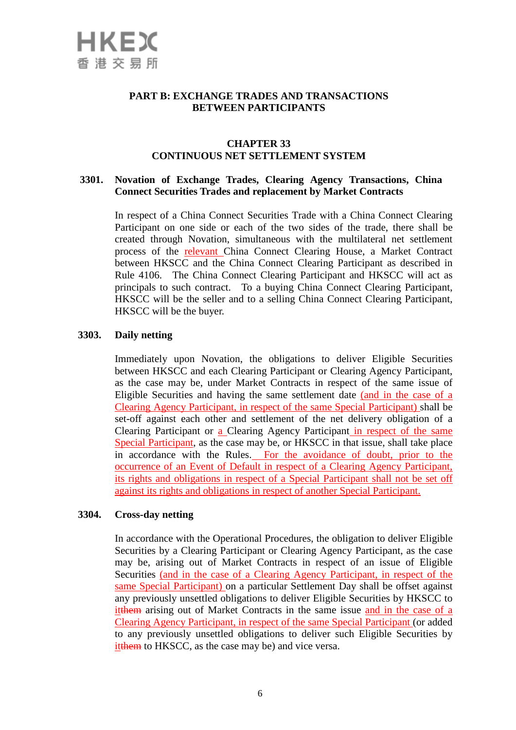# PART B: EXCHANGE TRADES AND TRANSACTIONS BETWEEN PARTICIPANTS

## CHAPTER 33
## CONTINUOUS NET SETTLEMENT SYSTEM

### 3301. Novation of Exchange Trades, Clearing Agency Transactions, China Connect Securities Trades and replacement by Market Contracts

In respect of a China Connect Securities Trade with a China Connect Clearing Participant on one side or each of the two sides of the trade, there shall be created through Novation, simultaneous with the multilateral net settlement process of the relevant China Connect Clearing House, a Market Contract between HKSCC and the China Connect Clearing Participant as described in Rule 4106. The China Connect Clearing Participant and HKSCC will act as principals to such contract. To a buying China Connect Clearing Participant, HKSCC will be the seller and to a selling China Connect Clearing Participant, HKSCC will be the buyer.

### 3303. Daily netting

Immediately upon Novation, the obligations to deliver Eligible Securities between HKSCC and each Clearing Participant or Clearing Agency Participant, as the case may be, under Market Contracts in respect of the same issue of Eligible Securities and having the same settlement date (and in the case of a Clearing Agency Participant, in respect of the same Special Participant) shall be set-off against each other and settlement of the net delivery obligation of a Clearing Participant or a Clearing Agency Participant in respect of the same Special Participant, as the case may be, or HKSCC in that issue, shall take place in accordance with the Rules. For the avoidance of doubt, prior to the occurrence of an Event of Default in respect of a Clearing Agency Participant, its rights and obligations in respect of a Special Participant shall not be set off against its rights and obligations in respect of another Special Participant.

### 3304. Cross-day netting

In accordance with the Operational Procedures, the obligation to deliver Eligible Securities by a Clearing Participant or Clearing Agency Participant, as the case may be, arising out of Market Contracts in respect of an issue of Eligible Securities (and in the case of a Clearing Agency Participant, in respect of the same Special Participant) on a particular Settlement Day shall be offset against any previously unsettled obligations to deliver Eligible Securities by HKSCC to it~~them~~ arising out of Market Contracts in the same issue and in the case of a Clearing Agency Participant, in respect of the same Special Participant (or added to any previously unsettled obligations to deliver such Eligible Securities by it~~them~~ to HKSCC, as the case may be) and vice versa.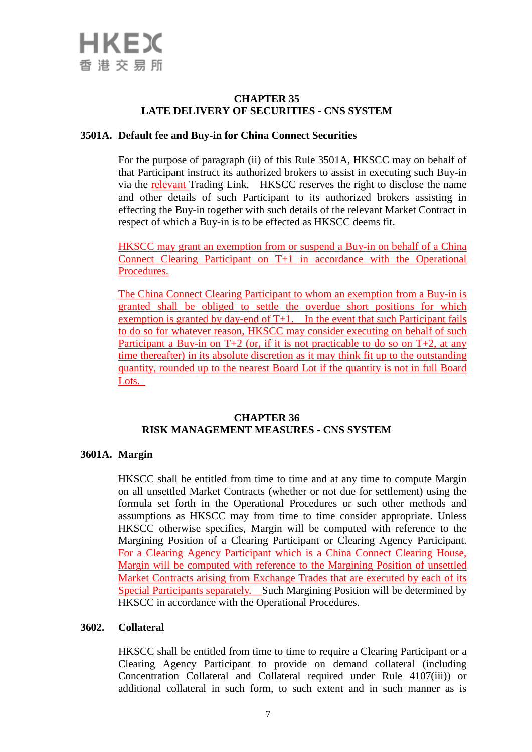## CHAPTER 35
## LATE DELIVERY OF SECURITIES - CNS SYSTEM

**3501A. Default fee and Buy-in for China Connect Securities**

For the purpose of paragraph (ii) of this Rule 3501A, HKSCC may on behalf of that Participant instruct its authorized brokers to assist in executing such Buy-in via the relevant Trading Link. HKSCC reserves the right to disclose the name and other details of such Participant to its authorized brokers assisting in effecting the Buy-in together with such details of the relevant Market Contract in respect of which a Buy-in is to be effected as HKSCC deems fit.

HKSCC may grant an exemption from or suspend a Buy-in on behalf of a China Connect Clearing Participant on T+1 in accordance with the Operational Procedures.

The China Connect Clearing Participant to whom an exemption from a Buy-in is granted shall be obliged to settle the overdue short positions for which exemption is granted by day-end of T+1. In the event that such Participant fails to do so for whatever reason, HKSCC may consider executing on behalf of such Participant a Buy-in on T+2 (or, if it is not practicable to do so on T+2, at any time thereafter) in its absolute discretion as it may think fit up to the outstanding quantity, rounded up to the nearest Board Lot if the quantity is not in full Board Lots.

## CHAPTER 36
## RISK MANAGEMENT MEASURES - CNS SYSTEM

**3601A. Margin**

HKSCC shall be entitled from time to time and at any time to compute Margin on all unsettled Market Contracts (whether or not due for settlement) using the formula set forth in the Operational Procedures or such other methods and assumptions as HKSCC may from time to time consider appropriate. Unless HKSCC otherwise specifies, Margin will be computed with reference to the Margining Position of a Clearing Participant or Clearing Agency Participant. For a Clearing Agency Participant which is a China Connect Clearing House, Margin will be computed with reference to the Margining Position of unsettled Market Contracts arising from Exchange Trades that are executed by each of its Special Participants separately. Such Margining Position will be determined by HKSCC in accordance with the Operational Procedures.

**3602. Collateral**

HKSCC shall be entitled from time to time to require a Clearing Participant or a Clearing Agency Participant to provide on demand collateral (including Concentration Collateral and Collateral required under Rule 4107(iii)) or additional collateral in such form, to such extent and in such manner as is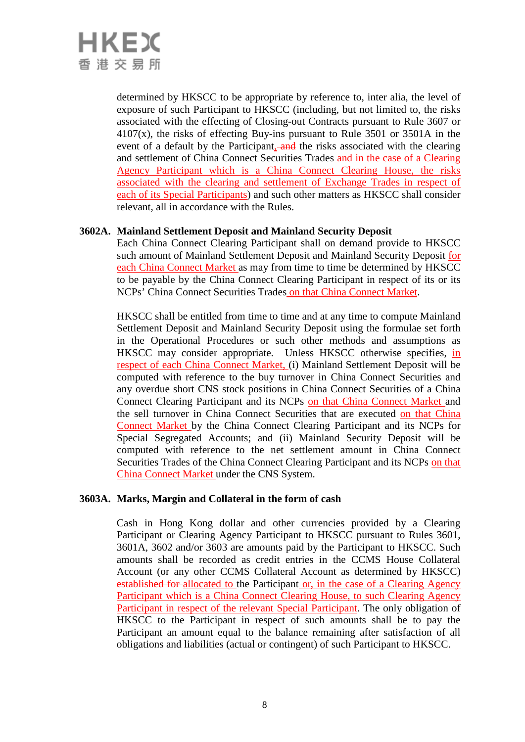determined by HKSCC to be appropriate by reference to, inter alia, the level of exposure of such Participant to HKSCC (including, but not limited to, the risks associated with the effecting of Closing-out Contracts pursuant to Rule 3607 or 4107(x), the risks of effecting Buy-ins pursuant to Rule 3501 or 3501A in the event of a default by the Participant, ~~and~~ the risks associated with the clearing and settlement of China Connect Securities Trades and in the case of a Clearing Agency Participant which is a China Connect Clearing House, the risks associated with the clearing and settlement of Exchange Trades in respect of each of its Special Participants) and such other matters as HKSCC shall consider relevant, all in accordance with the Rules.

**3602A. Mainland Settlement Deposit and Mainland Security Deposit**

Each China Connect Clearing Participant shall on demand provide to HKSCC such amount of Mainland Settlement Deposit and Mainland Security Deposit for each China Connect Market as may from time to time be determined by HKSCC to be payable by the China Connect Clearing Participant in respect of its or its NCPs' China Connect Securities Trades on that China Connect Market.

HKSCC shall be entitled from time to time and at any time to compute Mainland Settlement Deposit and Mainland Security Deposit using the formulae set forth in the Operational Procedures or such other methods and assumptions as HKSCC may consider appropriate. Unless HKSCC otherwise specifies, in respect of each China Connect Market, (i) Mainland Settlement Deposit will be computed with reference to the buy turnover in China Connect Securities and any overdue short CNS stock positions in China Connect Securities of a China Connect Clearing Participant and its NCPs on that China Connect Market and the sell turnover in China Connect Securities that are executed on that China Connect Market by the China Connect Clearing Participant and its NCPs for Special Segregated Accounts; and (ii) Mainland Security Deposit will be computed with reference to the net settlement amount in China Connect Securities Trades of the China Connect Clearing Participant and its NCPs on that China Connect Market under the CNS System.

**3603A. Marks, Margin and Collateral in the form of cash**

Cash in Hong Kong dollar and other currencies provided by a Clearing Participant or Clearing Agency Participant to HKSCC pursuant to Rules 3601, 3601A, 3602 and/or 3603 are amounts paid by the Participant to HKSCC. Such amounts shall be recorded as credit entries in the CCMS House Collateral Account (or any other CCMS Collateral Account as determined by HKSCC) ~~established for~~ allocated to the Participant or, in the case of a Clearing Agency Participant which is a China Connect Clearing House, to such Clearing Agency Participant in respect of the relevant Special Participant. The only obligation of HKSCC to the Participant in respect of such amounts shall be to pay the Participant an amount equal to the balance remaining after satisfaction of all obligations and liabilities (actual or contingent) of such Participant to HKSCC.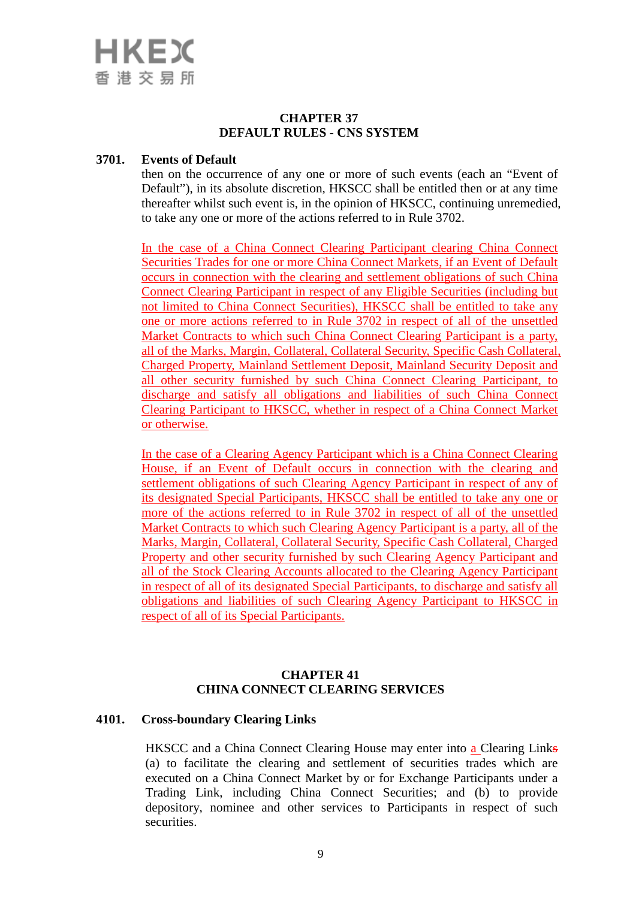# CHAPTER 37
# DEFAULT RULES - CNS SYSTEM

**3701. Events of Default**

then on the occurrence of any one or more of such events (each an "Event of Default"), in its absolute discretion, HKSCC shall be entitled then or at any time thereafter whilst such event is, in the opinion of HKSCC, continuing unremedied, to take any one or more of the actions referred to in Rule 3702.

In the case of a China Connect Clearing Participant clearing China Connect Securities Trades for one or more China Connect Markets, if an Event of Default occurs in connection with the clearing and settlement obligations of such China Connect Clearing Participant in respect of any Eligible Securities (including but not limited to China Connect Securities), HKSCC shall be entitled to take any one or more actions referred to in Rule 3702 in respect of all of the unsettled Market Contracts to which such China Connect Clearing Participant is a party, all of the Marks, Margin, Collateral, Collateral Security, Specific Cash Collateral, Charged Property, Mainland Settlement Deposit, Mainland Security Deposit and all other security furnished by such China Connect Clearing Participant, to discharge and satisfy all obligations and liabilities of such China Connect Clearing Participant to HKSCC, whether in respect of a China Connect Market or otherwise.

In the case of a Clearing Agency Participant which is a China Connect Clearing House, if an Event of Default occurs in connection with the clearing and settlement obligations of such Clearing Agency Participant in respect of any of its designated Special Participants, HKSCC shall be entitled to take any one or more of the actions referred to in Rule 3702 in respect of all of the unsettled Market Contracts to which such Clearing Agency Participant is a party, all of the Marks, Margin, Collateral, Collateral Security, Specific Cash Collateral, Charged Property and other security furnished by such Clearing Agency Participant and all of the Stock Clearing Accounts allocated to the Clearing Agency Participant in respect of all of its designated Special Participants, to discharge and satisfy all obligations and liabilities of such Clearing Agency Participant to HKSCC in respect of all of its Special Participants.

# CHAPTER 41
# CHINA CONNECT CLEARING SERVICES

**4101. Cross-boundary Clearing Links**

HKSCC and a China Connect Clearing House may enter into a Clearing Links (a) to facilitate the clearing and settlement of securities trades which are executed on a China Connect Market by or for Exchange Participants under a Trading Link, including China Connect Securities; and (b) to provide depository, nominee and other services to Participants in respect of such securities.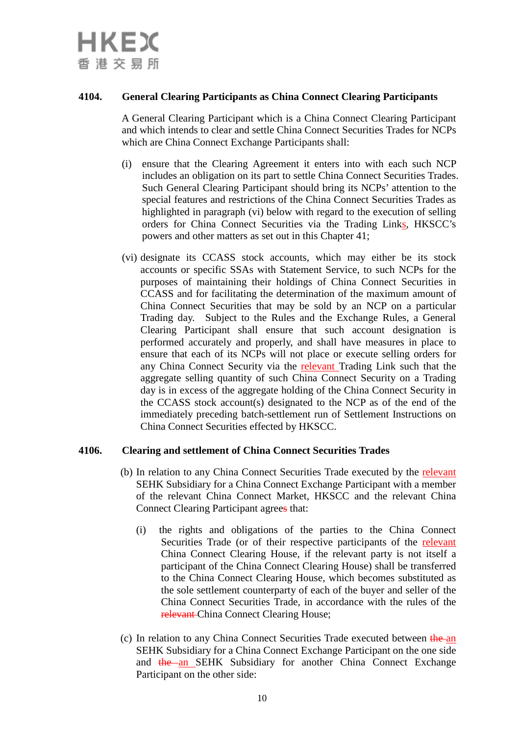**4104. General Clearing Participants as China Connect Clearing Participants**

A General Clearing Participant which is a China Connect Clearing Participant and which intends to clear and settle China Connect Securities Trades for NCPs which are China Connect Exchange Participants shall:

(i) ensure that the Clearing Agreement it enters into with each such NCP includes an obligation on its part to settle China Connect Securities Trades. Such General Clearing Participant should bring its NCPs' attention to the special features and restrictions of the China Connect Securities Trades as highlighted in paragraph (vi) below with regard to the execution of selling orders for China Connect Securities via the Trading Links, HKSCC's powers and other matters as set out in this Chapter 41;

(vi) designate its CCASS stock accounts, which may either be its stock accounts or specific SSAs with Statement Service, to such NCPs for the purposes of maintaining their holdings of China Connect Securities in CCASS and for facilitating the determination of the maximum amount of China Connect Securities that may be sold by an NCP on a particular Trading day. Subject to the Rules and the Exchange Rules, a General Clearing Participant shall ensure that such account designation is performed accurately and properly, and shall have measures in place to ensure that each of its NCPs will not place or execute selling orders for any China Connect Security via the relevant Trading Link such that the aggregate selling quantity of such China Connect Security on a Trading day is in excess of the aggregate holding of the China Connect Security in the CCASS stock account(s) designated to the NCP as of the end of the immediately preceding batch-settlement run of Settlement Instructions on China Connect Securities effected by HKSCC.

**4106. Clearing and settlement of China Connect Securities Trades**

(b) In relation to any China Connect Securities Trade executed by the relevant SEHK Subsidiary for a China Connect Exchange Participant with a member of the relevant China Connect Market, HKSCC and the relevant China Connect Clearing Participant agrees that:

(i) the rights and obligations of the parties to the China Connect Securities Trade (or of their respective participants of the relevant China Connect Clearing House, if the relevant party is not itself a participant of the China Connect Clearing House) shall be transferred to the China Connect Clearing House, which becomes substituted as the sole settlement counterparty of each of the buyer and seller of the China Connect Securities Trade, in accordance with the rules of the ~~relevant~~ China Connect Clearing House;

(c) In relation to any China Connect Securities Trade executed between ~~the~~ an SEHK Subsidiary for a China Connect Exchange Participant on the one side and ~~the~~ an SEHK Subsidiary for another China Connect Exchange Participant on the other side: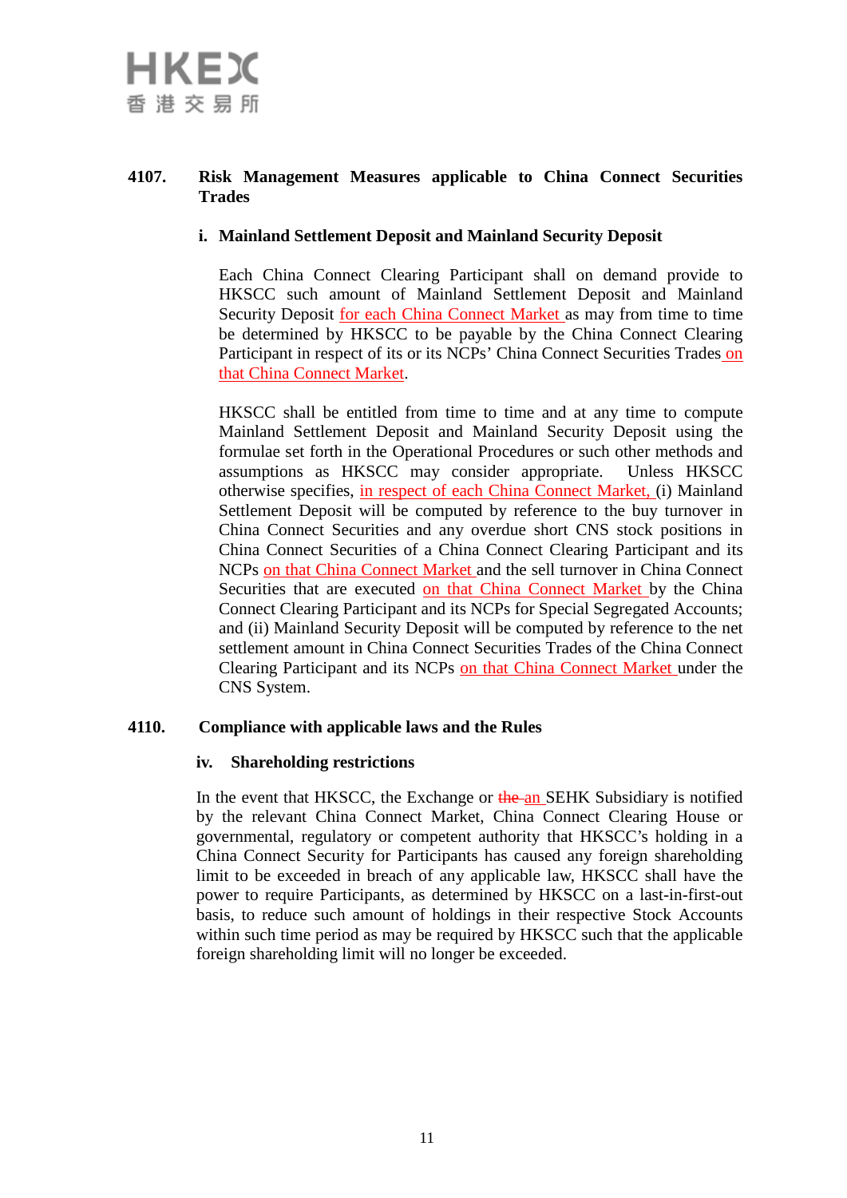**4107. Risk Management Measures applicable to China Connect Securities Trades**

**i. Mainland Settlement Deposit and Mainland Security Deposit**

Each China Connect Clearing Participant shall on demand provide to HKSCC such amount of Mainland Settlement Deposit and Mainland Security Deposit for each China Connect Market as may from time to time be determined by HKSCC to be payable by the China Connect Clearing Participant in respect of its or its NCPs' China Connect Securities Trades on that China Connect Market.

HKSCC shall be entitled from time to time and at any time to compute Mainland Settlement Deposit and Mainland Security Deposit using the formulae set forth in the Operational Procedures or such other methods and assumptions as HKSCC may consider appropriate. Unless HKSCC otherwise specifies, in respect of each China Connect Market, (i) Mainland Settlement Deposit will be computed by reference to the buy turnover in China Connect Securities and any overdue short CNS stock positions in China Connect Securities of a China Connect Clearing Participant and its NCPs on that China Connect Market and the sell turnover in China Connect Securities that are executed on that China Connect Market by the China Connect Clearing Participant and its NCPs for Special Segregated Accounts; and (ii) Mainland Security Deposit will be computed by reference to the net settlement amount in China Connect Securities Trades of the China Connect Clearing Participant and its NCPs on that China Connect Market under the CNS System.

**4110. Compliance with applicable laws and the Rules**

**iv. Shareholding restrictions**

In the event that HKSCC, the Exchange or ~~the~~ an SEHK Subsidiary is notified by the relevant China Connect Market, China Connect Clearing House or governmental, regulatory or competent authority that HKSCC's holding in a China Connect Security for Participants has caused any foreign shareholding limit to be exceeded in breach of any applicable law, HKSCC shall have the power to require Participants, as determined by HKSCC on a last-in-first-out basis, to reduce such amount of holdings in their respective Stock Accounts within such time period as may be required by HKSCC such that the applicable foreign shareholding limit will no longer be exceeded.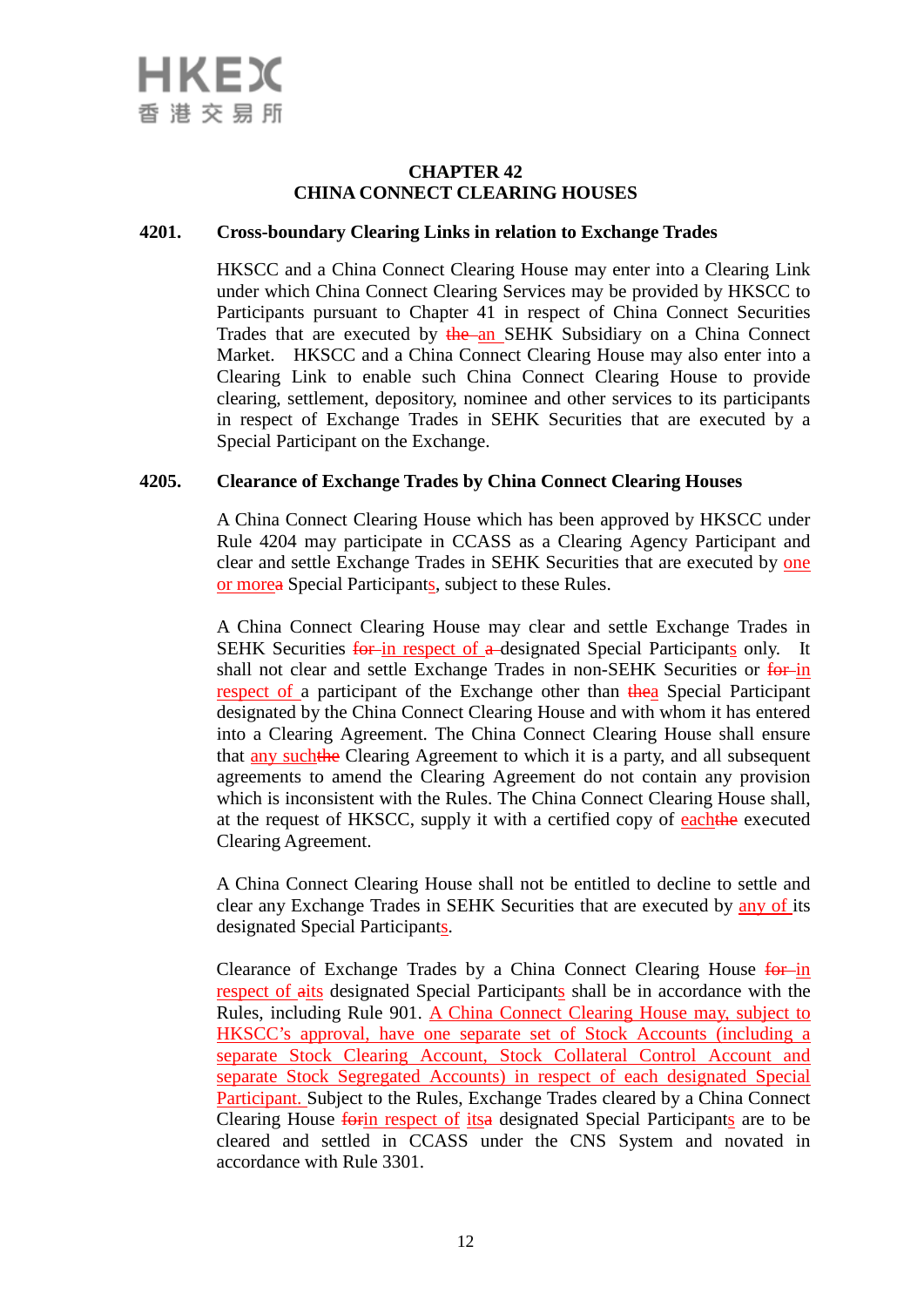# CHAPTER 42
# CHINA CONNECT CLEARING HOUSES

## 4201. Cross-boundary Clearing Links in relation to Exchange Trades

HKSCC and a China Connect Clearing House may enter into a Clearing Link under which China Connect Clearing Services may be provided by HKSCC to Participants pursuant to Chapter 41 in respect of China Connect Securities Trades that are executed by ~~the~~ <u>an</u> SEHK Subsidiary on a China Connect Market. HKSCC and a China Connect Clearing House may also enter into a Clearing Link to enable such China Connect Clearing House to provide clearing, settlement, depository, nominee and other services to its participants in respect of Exchange Trades in SEHK Securities that are executed by a Special Participant on the Exchange.

## 4205. Clearance of Exchange Trades by China Connect Clearing Houses

A China Connect Clearing House which has been approved by HKSCC under Rule 4204 may participate in CCASS as a Clearing Agency Participant and clear and settle Exchange Trades in SEHK Securities that are executed by <u>one or more</u>~~a~~ Special Participant<u>s</u>, subject to these Rules.

A China Connect Clearing House may clear and settle Exchange Trades in SEHK Securities ~~for~~ <u>in respect of</u> ~~a~~ designated Special Participant<u>s</u> only. It shall not clear and settle Exchange Trades in non-SEHK Securities or ~~for~~ <u>in respect of</u> a participant of the Exchange other than ~~the~~<u>a</u> Special Participant designated by the China Connect Clearing House and with whom it has entered into a Clearing Agreement. The China Connect Clearing House shall ensure that <u>any such</u>~~the~~ Clearing Agreement to which it is a party, and all subsequent agreements to amend the Clearing Agreement do not contain any provision which is inconsistent with the Rules. The China Connect Clearing House shall, at the request of HKSCC, supply it with a certified copy of <u>each</u>~~the~~ executed Clearing Agreement.

A China Connect Clearing House shall not be entitled to decline to settle and clear any Exchange Trades in SEHK Securities that are executed by <u>any of</u> its designated Special Participant<u>s</u>.

Clearance of Exchange Trades by a China Connect Clearing House ~~for~~ <u>in respect of</u> ~~a~~<u>its</u> designated Special Participant<u>s</u> shall be in accordance with the Rules, including Rule 901. <u>A China Connect Clearing House may, subject to HKSCC's approval, have one separate set of Stock Accounts (including a separate Stock Clearing Account, Stock Collateral Control Account and separate Stock Segregated Accounts) in respect of each designated Special Participant.</u> Subject to the Rules, Exchange Trades cleared by a China Connect Clearing House ~~for~~<u>in respect of</u> <u>its</u>~~a~~ designated Special Participant<u>s</u> are to be cleared and settled in CCASS under the CNS System and novated in accordance with Rule 3301.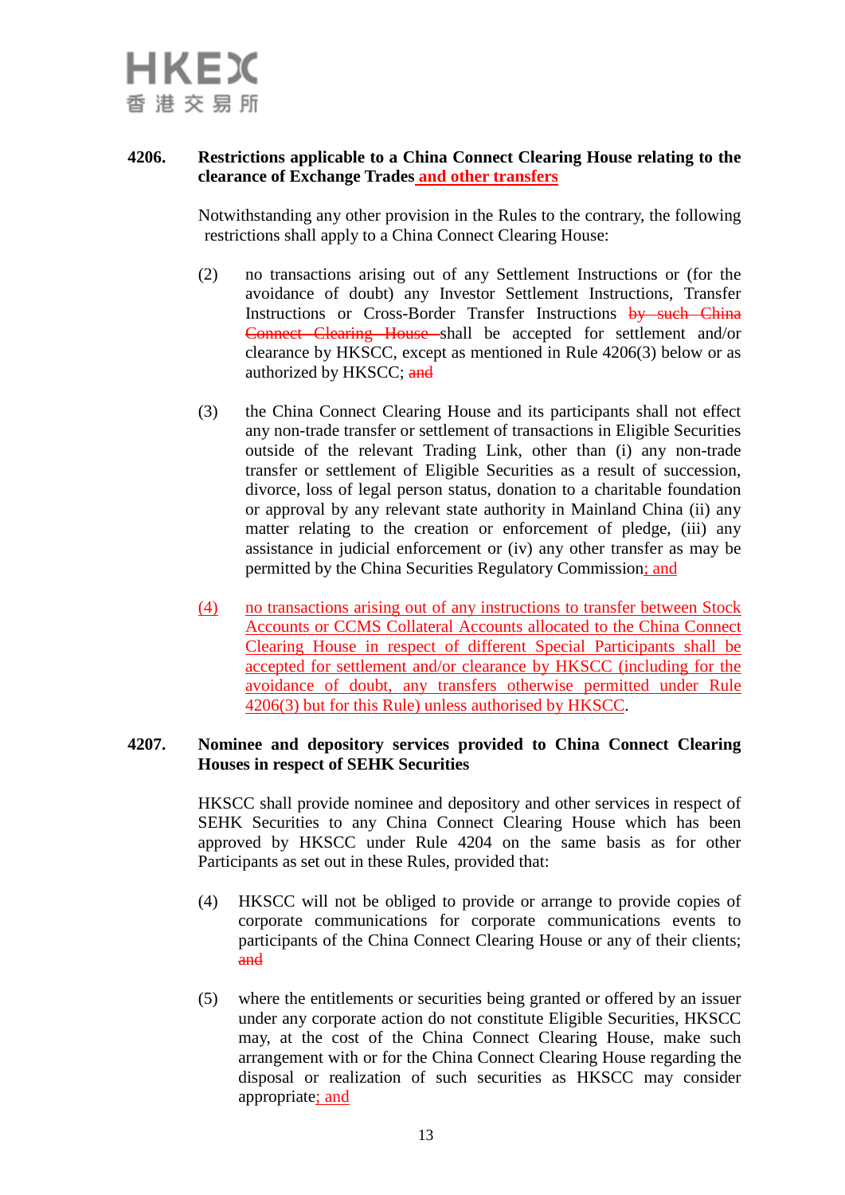**4206. Restrictions applicable to a China Connect Clearing House relating to the clearance of Exchange Trades and other transfers**

Notwithstanding any other provision in the Rules to the contrary, the following restrictions shall apply to a China Connect Clearing House:

(2) no transactions arising out of any Settlement Instructions or (for the avoidance of doubt) any Investor Settlement Instructions, Transfer Instructions or Cross-Border Transfer Instructions ~~by such China Connect Clearing House~~ shall be accepted for settlement and/or clearance by HKSCC, except as mentioned in Rule 4206(3) below or as authorized by HKSCC; ~~and~~

(3) the China Connect Clearing House and its participants shall not effect any non-trade transfer or settlement of transactions in Eligible Securities outside of the relevant Trading Link, other than (i) any non-trade transfer or settlement of Eligible Securities as a result of succession, divorce, loss of legal person status, donation to a charitable foundation or approval by any relevant state authority in Mainland China (ii) any matter relating to the creation or enforcement of pledge, (iii) any assistance in judicial enforcement or (iv) any other transfer as may be permitted by the China Securities Regulatory Commission; and

(4) no transactions arising out of any instructions to transfer between Stock Accounts or CCMS Collateral Accounts allocated to the China Connect Clearing House in respect of different Special Participants shall be accepted for settlement and/or clearance by HKSCC (including for the avoidance of doubt, any transfers otherwise permitted under Rule 4206(3) but for this Rule) unless authorised by HKSCC.

**4207. Nominee and depository services provided to China Connect Clearing Houses in respect of SEHK Securities**

HKSCC shall provide nominee and depository and other services in respect of SEHK Securities to any China Connect Clearing House which has been approved by HKSCC under Rule 4204 on the same basis as for other Participants as set out in these Rules, provided that:

(4) HKSCC will not be obliged to provide or arrange to provide copies of corporate communications for corporate communications events to participants of the China Connect Clearing House or any of their clients; ~~and~~

(5) where the entitlements or securities being granted or offered by an issuer under any corporate action do not constitute Eligible Securities, HKSCC may, at the cost of the China Connect Clearing House, make such arrangement with or for the China Connect Clearing House regarding the disposal or realization of such securities as HKSCC may consider appropriate; and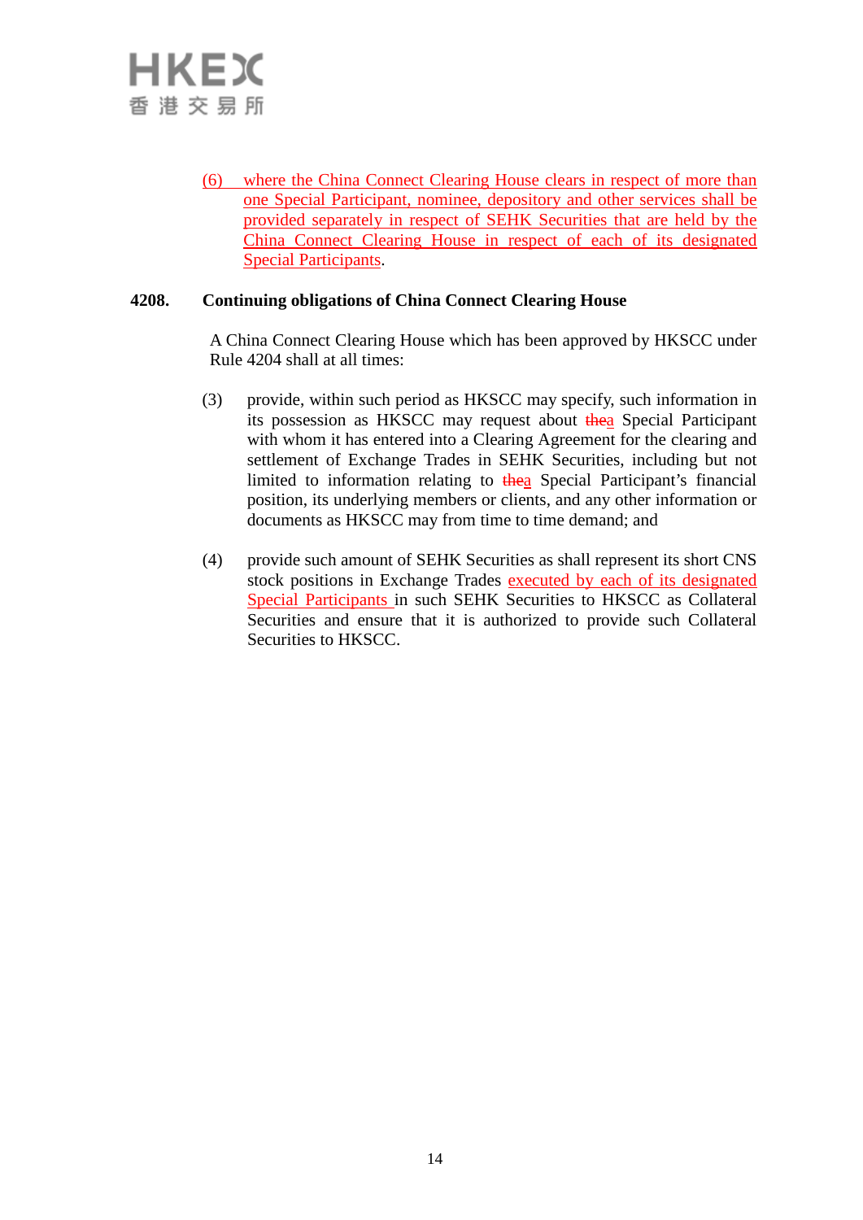(6) where the China Connect Clearing House clears in respect of more than one Special Participant, nominee, depository and other services shall be provided separately in respect of SEHK Securities that are held by the China Connect Clearing House in respect of each of its designated Special Participants.

**4208. Continuing obligations of China Connect Clearing House**

A China Connect Clearing House which has been approved by HKSCC under Rule 4204 shall at all times:

(3) provide, within such period as HKSCC may specify, such information in its possession as HKSCC may request about ~~the~~a Special Participant with whom it has entered into a Clearing Agreement for the clearing and settlement of Exchange Trades in SEHK Securities, including but not limited to information relating to ~~the~~a Special Participant's financial position, its underlying members or clients, and any other information or documents as HKSCC may from time to time demand; and

(4) provide such amount of SEHK Securities as shall represent its short CNS stock positions in Exchange Trades executed by each of its designated Special Participants in such SEHK Securities to HKSCC as Collateral Securities and ensure that it is authorized to provide such Collateral Securities to HKSCC.